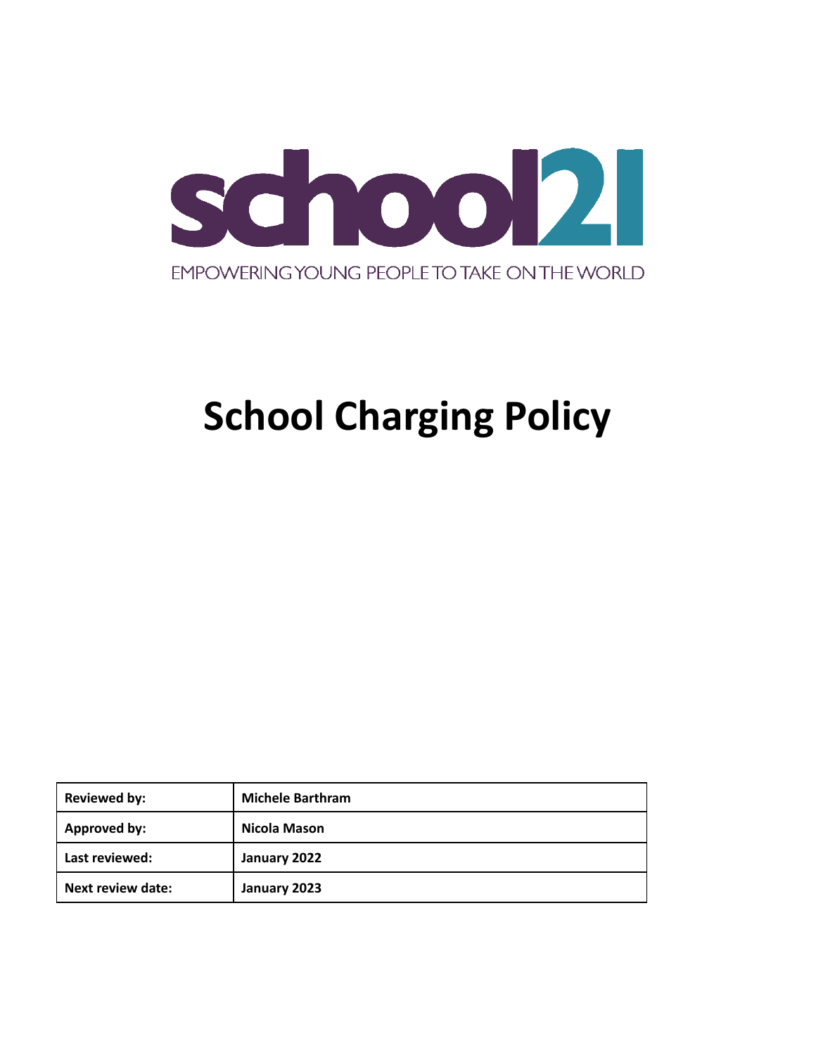school21

EMPOWERING YOUNG PEOPLE TO TAKE ON THE WORLD

# School Charging Policy

| **Reviewed by:** | **Michele Barthram** |
|---|---|
| **Approved by:** | **Nicola Mason** |
| **Last reviewed:** | **January 2022** |
| **Next review date:** | **January 2023** |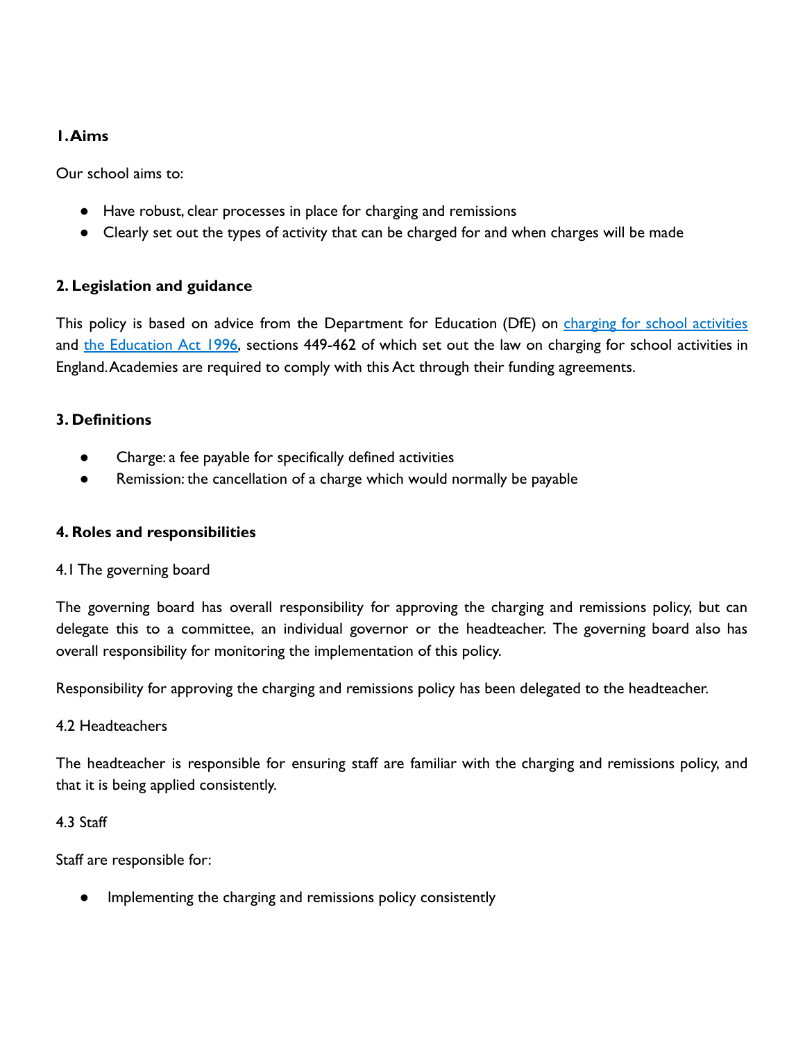## 1. Aims

Our school aims to:

- Have robust, clear processes in place for charging and remissions
- Clearly set out the types of activity that can be charged for and when charges will be made

## 2. Legislation and guidance

This policy is based on advice from the Department for Education (DfE) on [charging for school activities]() and [the Education Act 1996](), sections 449-462 of which set out the law on charging for school activities in England. Academies are required to comply with this Act through their funding agreements.

## 3. Definitions

- Charge: a fee payable for specifically defined activities
- Remission: the cancellation of a charge which would normally be payable

## 4. Roles and responsibilities

### 4.1 The governing board

The governing board has overall responsibility for approving the charging and remissions policy, but can delegate this to a committee, an individual governor or the headteacher. The governing board also has overall responsibility for monitoring the implementation of this policy.

Responsibility for approving the charging and remissions policy has been delegated to the headteacher.

### 4.2 Headteachers

The headteacher is responsible for ensuring staff are familiar with the charging and remissions policy, and that it is being applied consistently.

### 4.3 Staff

Staff are responsible for:

- Implementing the charging and remissions policy consistently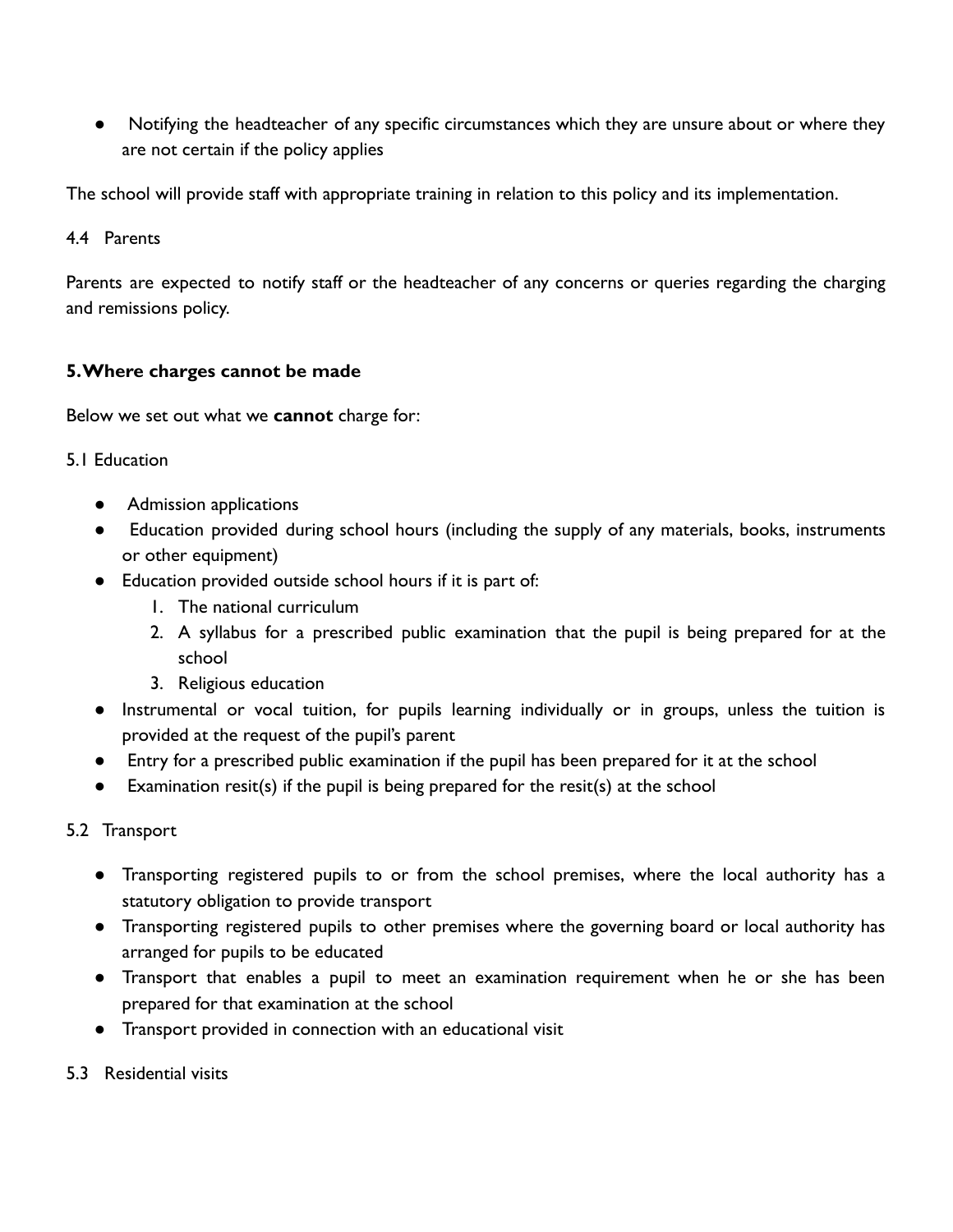- Notifying the headteacher of any specific circumstances which they are unsure about or where they are not certain if the policy applies

The school will provide staff with appropriate training in relation to this policy and its implementation.

4.4 Parents

Parents are expected to notify staff or the headteacher of any concerns or queries regarding the charging and remissions policy.

## 5. Where charges cannot be made

Below we set out what we **cannot** charge for:

5.1 Education

- Admission applications
- Education provided during school hours (including the supply of any materials, books, instruments or other equipment)
- Education provided outside school hours if it is part of:
    1. The national curriculum
    2. A syllabus for a prescribed public examination that the pupil is being prepared for at the school
    3. Religious education
- Instrumental or vocal tuition, for pupils learning individually or in groups, unless the tuition is provided at the request of the pupil's parent
- Entry for a prescribed public examination if the pupil has been prepared for it at the school
- Examination resit(s) if the pupil is being prepared for the resit(s) at the school

5.2 Transport

- Transporting registered pupils to or from the school premises, where the local authority has a statutory obligation to provide transport
- Transporting registered pupils to other premises where the governing board or local authority has arranged for pupils to be educated
- Transport that enables a pupil to meet an examination requirement when he or she has been prepared for that examination at the school
- Transport provided in connection with an educational visit

5.3 Residential visits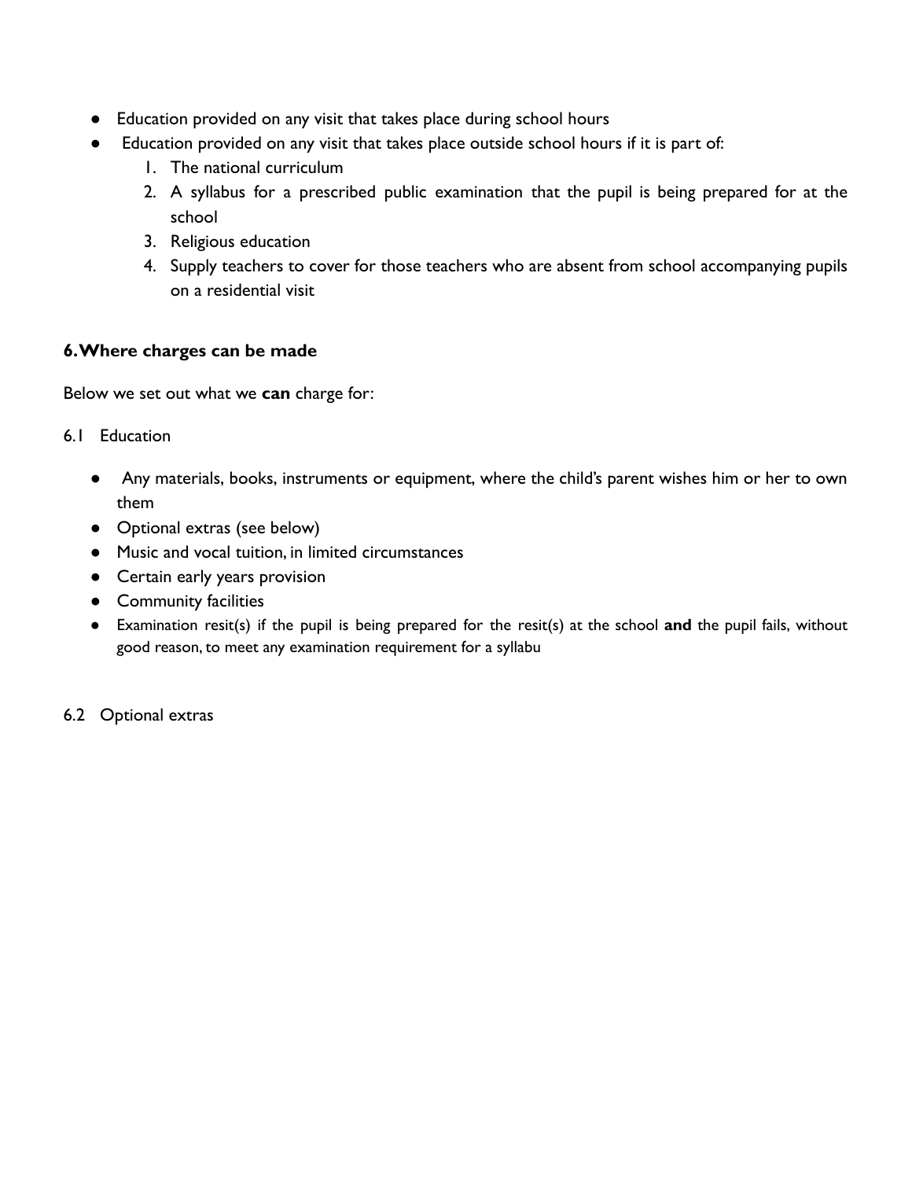- Education provided on any visit that takes place during school hours
- Education provided on any visit that takes place outside school hours if it is part of:
    1. The national curriculum
    2. A syllabus for a prescribed public examination that the pupil is being prepared for at the school
    3. Religious education
    4. Supply teachers to cover for those teachers who are absent from school accompanying pupils on a residential visit

## 6. Where charges can be made

Below we set out what we **can** charge for:

6.1 Education

- Any materials, books, instruments or equipment, where the child's parent wishes him or her to own them
- Optional extras (see below)
- Music and vocal tuition, in limited circumstances
- Certain early years provision
- Community facilities
- Examination resit(s) if the pupil is being prepared for the resit(s) at the school **and** the pupil fails, without good reason, to meet any examination requirement for a syllabu

6.2 Optional extras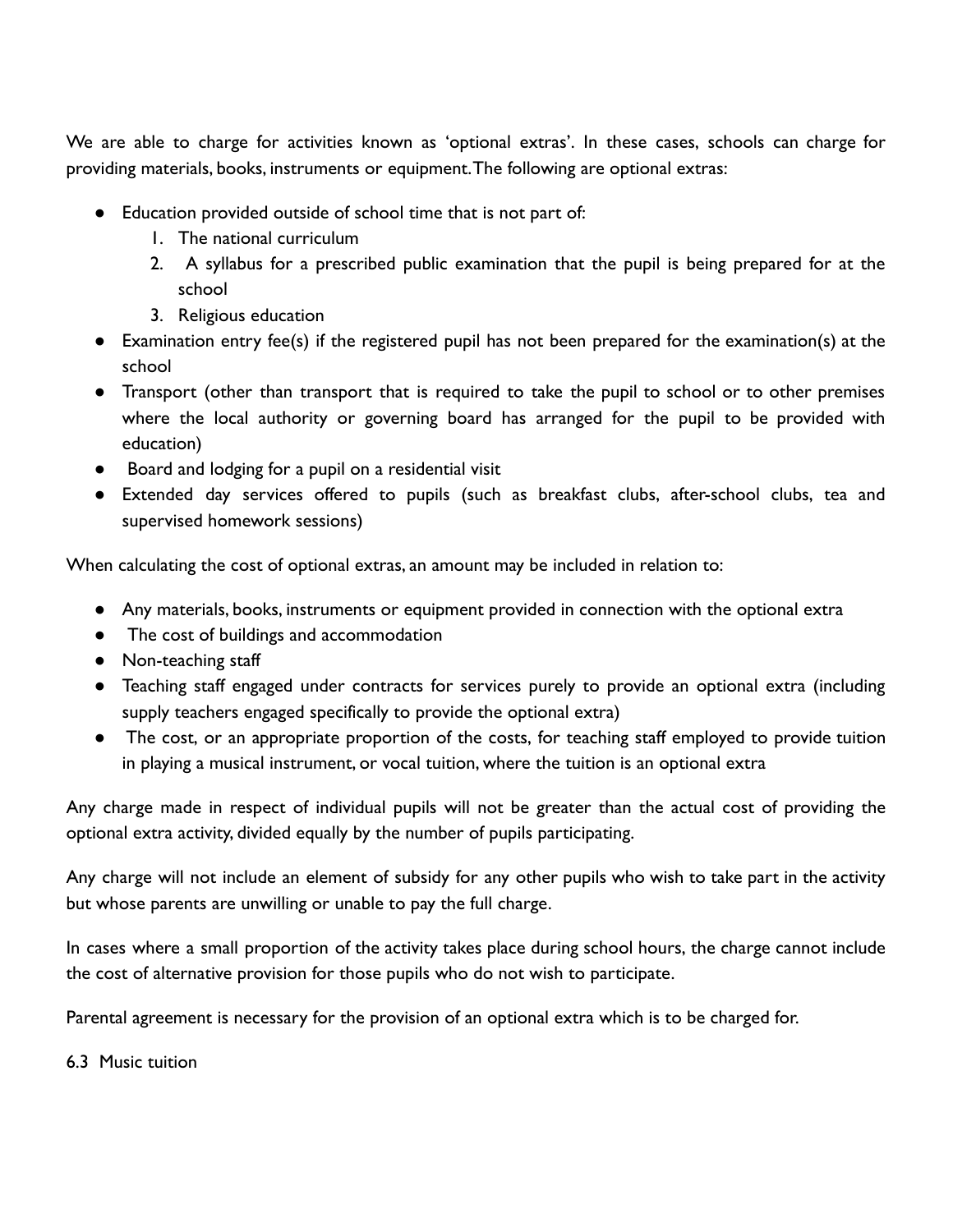We are able to charge for activities known as 'optional extras'. In these cases, schools can charge for providing materials, books, instruments or equipment.The following are optional extras:

- Education provided outside of school time that is not part of:
  1. The national curriculum
  2. A syllabus for a prescribed public examination that the pupil is being prepared for at the school
  3. Religious education
- Examination entry fee(s) if the registered pupil has not been prepared for the examination(s) at the school
- Transport (other than transport that is required to take the pupil to school or to other premises where the local authority or governing board has arranged for the pupil to be provided with education)
- Board and lodging for a pupil on a residential visit
- Extended day services offered to pupils (such as breakfast clubs, after-school clubs, tea and supervised homework sessions)

When calculating the cost of optional extras, an amount may be included in relation to:

- Any materials, books, instruments or equipment provided in connection with the optional extra
- The cost of buildings and accommodation
- Non-teaching staff
- Teaching staff engaged under contracts for services purely to provide an optional extra (including supply teachers engaged specifically to provide the optional extra)
- The cost, or an appropriate proportion of the costs, for teaching staff employed to provide tuition in playing a musical instrument, or vocal tuition, where the tuition is an optional extra

Any charge made in respect of individual pupils will not be greater than the actual cost of providing the optional extra activity, divided equally by the number of pupils participating.

Any charge will not include an element of subsidy for any other pupils who wish to take part in the activity but whose parents are unwilling or unable to pay the full charge.

In cases where a small proportion of the activity takes place during school hours, the charge cannot include the cost of alternative provision for those pupils who do not wish to participate.

Parental agreement is necessary for the provision of an optional extra which is to be charged for.

6.3 Music tuition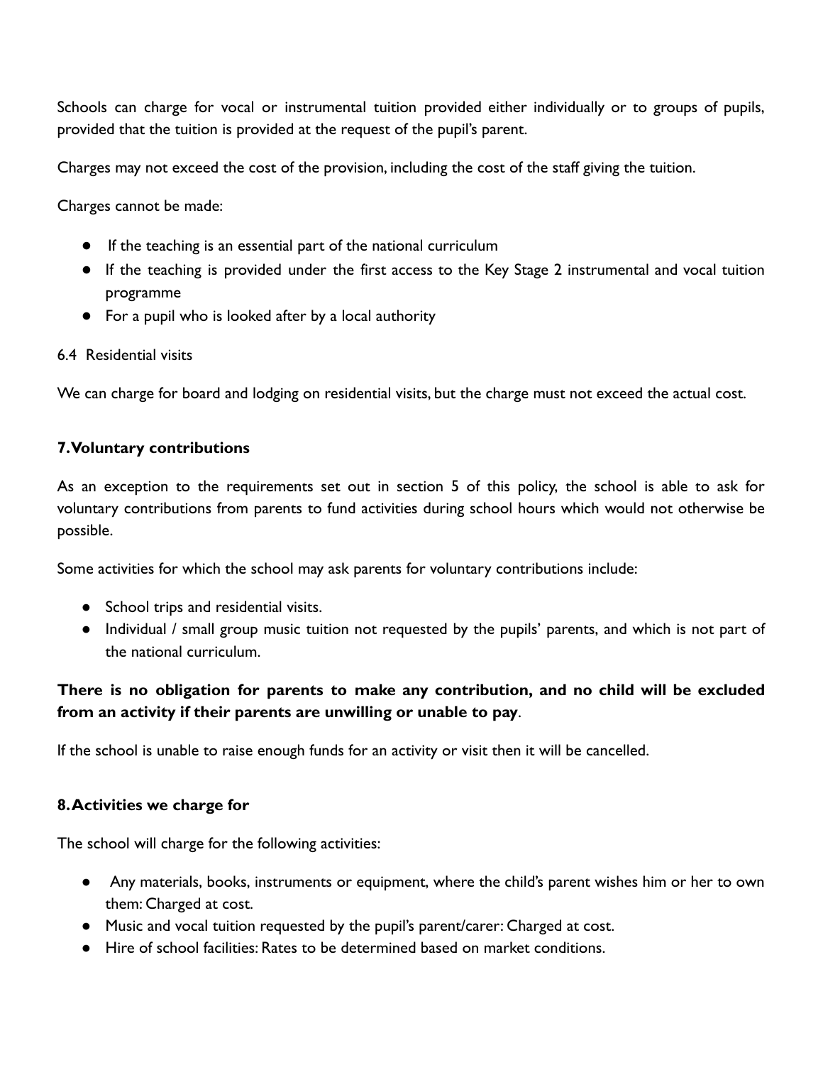Schools can charge for vocal or instrumental tuition provided either individually or to groups of pupils, provided that the tuition is provided at the request of the pupil's parent.

Charges may not exceed the cost of the provision, including the cost of the staff giving the tuition.

Charges cannot be made:

- If the teaching is an essential part of the national curriculum
- If the teaching is provided under the first access to the Key Stage 2 instrumental and vocal tuition programme
- For a pupil who is looked after by a local authority

### 6.4 Residential visits

We can charge for board and lodging on residential visits, but the charge must not exceed the actual cost.

## 7. Voluntary contributions

As an exception to the requirements set out in section 5 of this policy, the school is able to ask for voluntary contributions from parents to fund activities during school hours which would not otherwise be possible.

Some activities for which the school may ask parents for voluntary contributions include:

- School trips and residential visits.
- Individual / small group music tuition not requested by the pupils' parents, and which is not part of the national curriculum.

**There is no obligation for parents to make any contribution, and no child will be excluded from an activity if their parents are unwilling or unable to pay**.

If the school is unable to raise enough funds for an activity or visit then it will be cancelled.

## 8. Activities we charge for

The school will charge for the following activities:

- Any materials, books, instruments or equipment, where the child's parent wishes him or her to own them: Charged at cost.
- Music and vocal tuition requested by the pupil's parent/carer: Charged at cost.
- Hire of school facilities: Rates to be determined based on market conditions.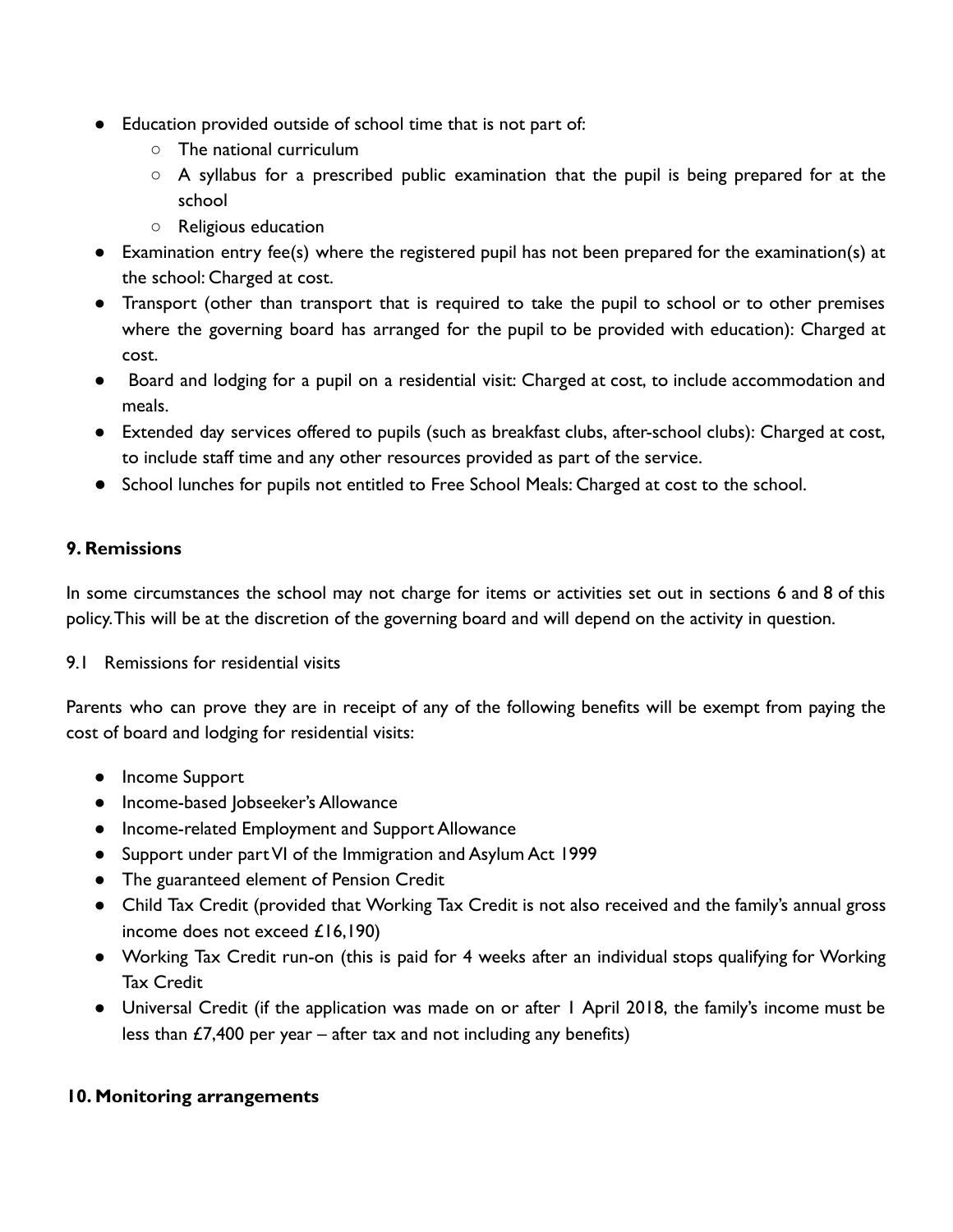- Education provided outside of school time that is not part of:
  - The national curriculum
  - A syllabus for a prescribed public examination that the pupil is being prepared for at the school
  - Religious education
- Examination entry fee(s) where the registered pupil has not been prepared for the examination(s) at the school: Charged at cost.
- Transport (other than transport that is required to take the pupil to school or to other premises where the governing board has arranged for the pupil to be provided with education): Charged at cost.
- Board and lodging for a pupil on a residential visit: Charged at cost, to include accommodation and meals.
- Extended day services offered to pupils (such as breakfast clubs, after-school clubs): Charged at cost, to include staff time and any other resources provided as part of the service.
- School lunches for pupils not entitled to Free School Meals: Charged at cost to the school.

**9. Remissions**

In some circumstances the school may not charge for items or activities set out in sections 6 and 8 of this policy. This will be at the discretion of the governing board and will depend on the activity in question.

9.1 Remissions for residential visits

Parents who can prove they are in receipt of any of the following benefits will be exempt from paying the cost of board and lodging for residential visits:

- Income Support
- Income-based Jobseeker's Allowance
- Income-related Employment and Support Allowance
- Support under part VI of the Immigration and Asylum Act 1999
- The guaranteed element of Pension Credit
- Child Tax Credit (provided that Working Tax Credit is not also received and the family's annual gross income does not exceed £16,190)
- Working Tax Credit run-on (this is paid for 4 weeks after an individual stops qualifying for Working Tax Credit
- Universal Credit (if the application was made on or after 1 April 2018, the family's income must be less than £7,400 per year – after tax and not including any benefits)

**10. Monitoring arrangements**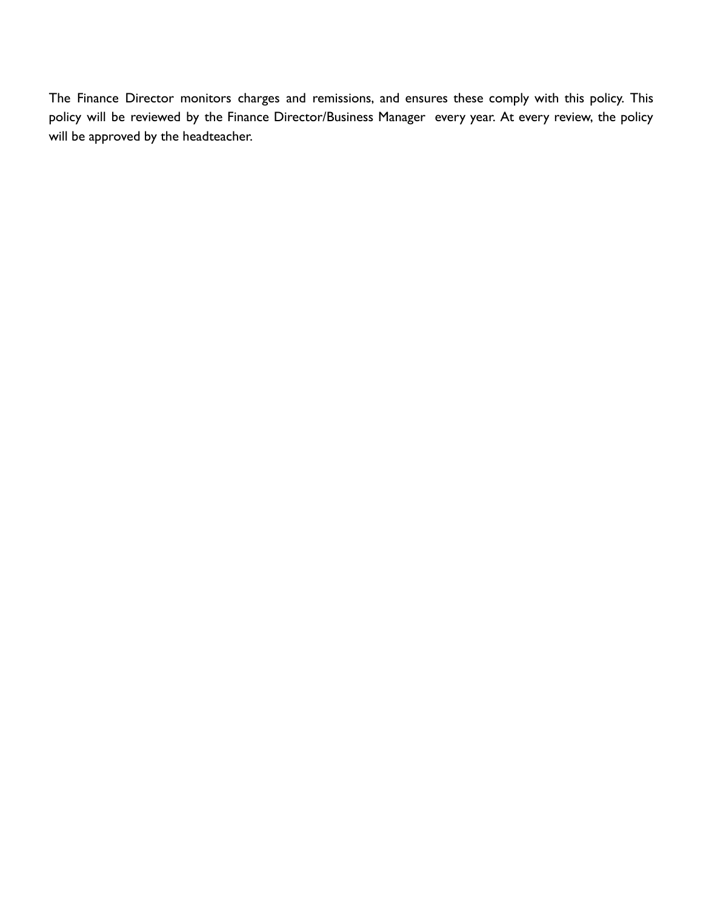The Finance Director monitors charges and remissions, and ensures these comply with this policy. This policy will be reviewed by the Finance Director/Business Manager every year. At every review, the policy will be approved by the headteacher.